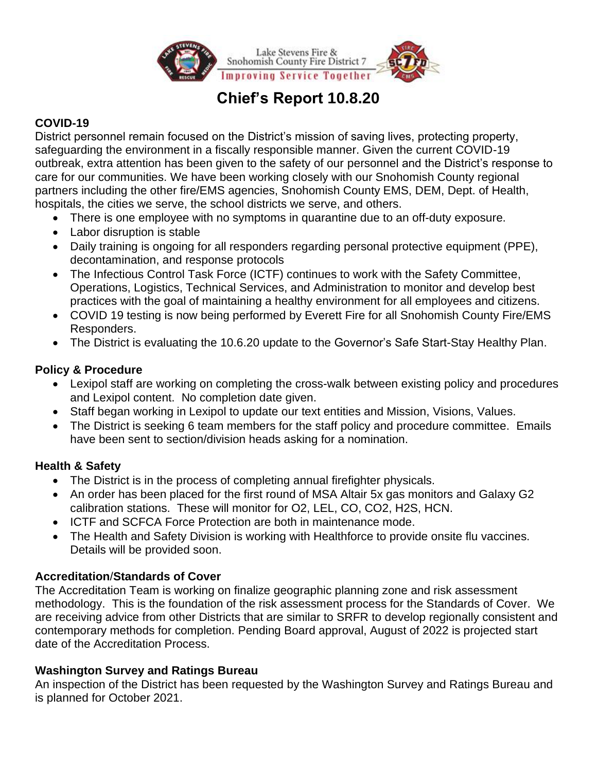Lake Stevens Fire & Snohomish County Fire District 7

Improving Service Together

# Chief's Report 10.8.20

## COVID-19

District personnel remain focused on the District's mission of saving lives, protecting property, safeguarding the environment in a fiscally responsible manner. Given the current COVID-19 outbreak, extra attention has been given to the safety of our personnel and the District's response to care for our communities. We have been working closely with our Snohomish County regional partners including the other fire/EMS agencies, Snohomish County EMS, DEM, Dept. of Health, hospitals, the cities we serve, the school districts we serve, and others.

- There is one employee with no symptoms in quarantine due to an off-duty exposure.
- Labor disruption is stable
- Daily training is ongoing for all responders regarding personal protective equipment (PPE), decontamination, and response protocols
- The Infectious Control Task Force (ICTF) continues to work with the Safety Committee, Operations, Logistics, Technical Services, and Administration to monitor and develop best practices with the goal of maintaining a healthy environment for all employees and citizens.
- COVID 19 testing is now being performed by Everett Fire for all Snohomish County Fire/EMS Responders.
- The District is evaluating the 10.6.20 update to the Governor's Safe Start-Stay Healthy Plan.

## Policy & Procedure

- Lexipol staff are working on completing the cross-walk between existing policy and procedures and Lexipol content. No completion date given.
- Staff began working in Lexipol to update our text entities and Mission, Visions, Values.
- The District is seeking 6 team members for the staff policy and procedure committee. Emails have been sent to section/division heads asking for a nomination.

## Health & Safety

- The District is in the process of completing annual firefighter physicals.
- An order has been placed for the first round of MSA Altair 5x gas monitors and Galaxy G2 calibration stations. These will monitor for $O_2$, LEL, CO, $CO_2$, $H_2S$, HCN.
- ICTF and SCFCA Force Protection are both in maintenance mode.
- The Health and Safety Division is working with Healthforce to provide onsite flu vaccines. Details will be provided soon.

## Accreditation/Standards of Cover

The Accreditation Team is working on finalize geographic planning zone and risk assessment methodology. This is the foundation of the risk assessment process for the Standards of Cover. We are receiving advice from other Districts that are similar to SRFR to develop regionally consistent and contemporary methods for completion. Pending Board approval, August of 2022 is projected start date of the Accreditation Process.

## Washington Survey and Ratings Bureau

An inspection of the District has been requested by the Washington Survey and Ratings Bureau and is planned for October 2021.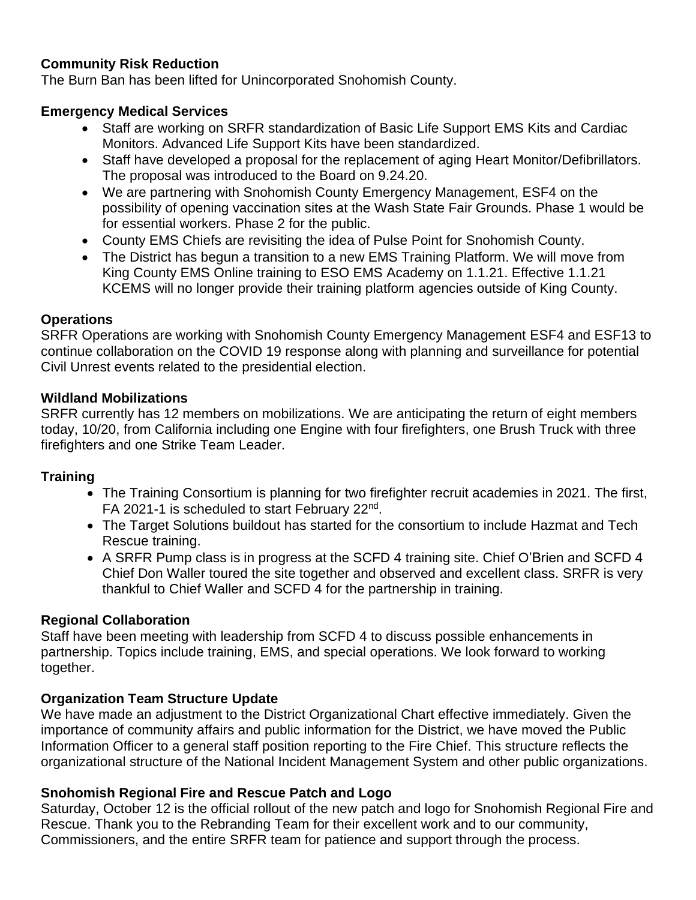**Community Risk Reduction**
The Burn Ban has been lifted for Unincorporated Snohomish County.

**Emergency Medical Services**

- Staff are working on SRFR standardization of Basic Life Support EMS Kits and Cardiac Monitors. Advanced Life Support Kits have been standardized.
- Staff have developed a proposal for the replacement of aging Heart Monitor/Defibrillators. The proposal was introduced to the Board on 9.24.20.
- We are partnering with Snohomish County Emergency Management, ESF4 on the possibility of opening vaccination sites at the Wash State Fair Grounds. Phase 1 would be for essential workers. Phase 2 for the public.
- County EMS Chiefs are revisiting the idea of Pulse Point for Snohomish County.
- The District has begun a transition to a new EMS Training Platform. We will move from King County EMS Online training to ESO EMS Academy on 1.1.21. Effective 1.1.21 KCEMS will no longer provide their training platform agencies outside of King County.

**Operations**
SRFR Operations are working with Snohomish County Emergency Management ESF4 and ESF13 to continue collaboration on the COVID 19 response along with planning and surveillance for potential Civil Unrest events related to the presidential election.

**Wildland Mobilizations**
SRFR currently has 12 members on mobilizations. We are anticipating the return of eight members today, 10/20, from California including one Engine with four firefighters, one Brush Truck with three firefighters and one Strike Team Leader.

**Training**

- The Training Consortium is planning for two firefighter recruit academies in 2021. The first, FA 2021-1 is scheduled to start February 22nd.
- The Target Solutions buildout has started for the consortium to include Hazmat and Tech Rescue training.
- A SRFR Pump class is in progress at the SCFD 4 training site. Chief O'Brien and SCFD 4 Chief Don Waller toured the site together and observed and excellent class. SRFR is very thankful to Chief Waller and SCFD 4 for the partnership in training.

**Regional Collaboration**
Staff have been meeting with leadership from SCFD 4 to discuss possible enhancements in partnership. Topics include training, EMS, and special operations. We look forward to working together.

**Organization Team Structure Update**
We have made an adjustment to the District Organizational Chart effective immediately. Given the importance of community affairs and public information for the District, we have moved the Public Information Officer to a general staff position reporting to the Fire Chief. This structure reflects the organizational structure of the National Incident Management System and other public organizations.

**Snohomish Regional Fire and Rescue Patch and Logo**
Saturday, October 12 is the official rollout of the new patch and logo for Snohomish Regional Fire and Rescue. Thank you to the Rebranding Team for their excellent work and to our community, Commissioners, and the entire SRFR team for patience and support through the process.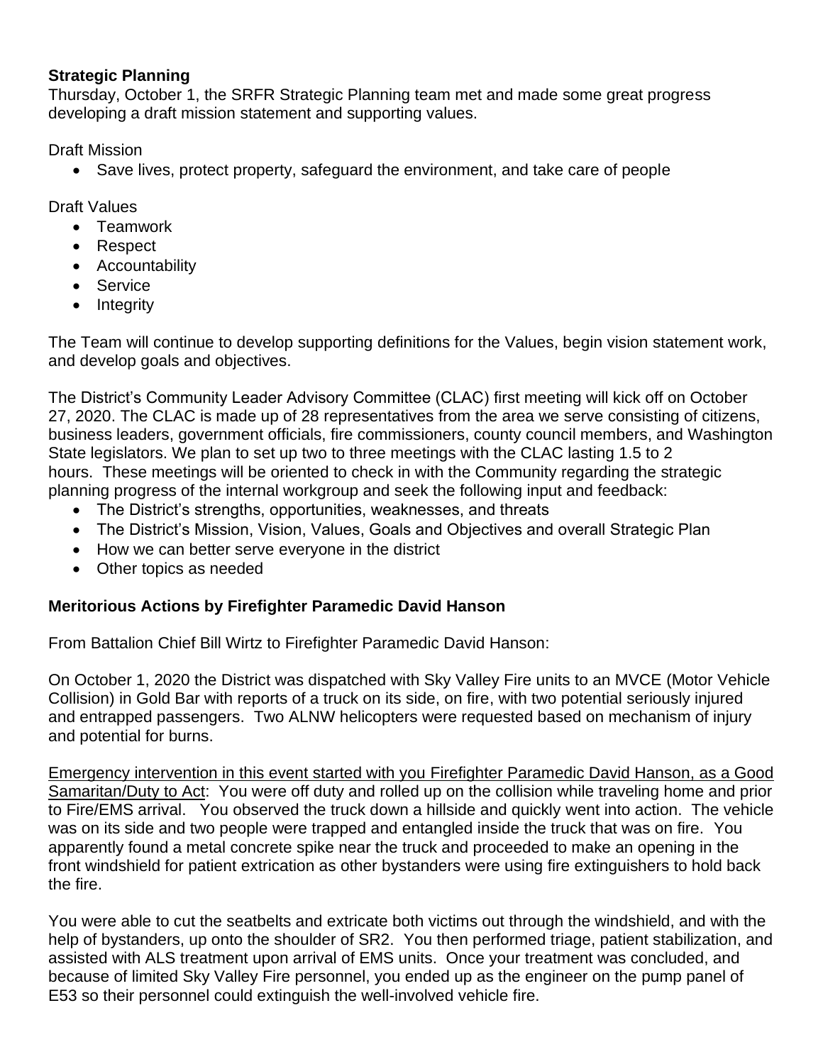**Strategic Planning**

Thursday, October 1, the SRFR Strategic Planning team met and made some great progress developing a draft mission statement and supporting values.

Draft Mission

- Save lives, protect property, safeguard the environment, and take care of people

Draft Values

- Teamwork
- Respect
- Accountability
- Service
- Integrity

The Team will continue to develop supporting definitions for the Values, begin vision statement work, and develop goals and objectives.

The District's Community Leader Advisory Committee (CLAC) first meeting will kick off on October 27, 2020. The CLAC is made up of 28 representatives from the area we serve consisting of citizens, business leaders, government officials, fire commissioners, county council members, and Washington State legislators. We plan to set up two to three meetings with the CLAC lasting 1.5 to 2 hours. These meetings will be oriented to check in with the Community regarding the strategic planning progress of the internal workgroup and seek the following input and feedback:

- The District's strengths, opportunities, weaknesses, and threats
- The District's Mission, Vision, Values, Goals and Objectives and overall Strategic Plan
- How we can better serve everyone in the district
- Other topics as needed

**Meritorious Actions by Firefighter Paramedic David Hanson**

From Battalion Chief Bill Wirtz to Firefighter Paramedic David Hanson:

On October 1, 2020 the District was dispatched with Sky Valley Fire units to an MVCE (Motor Vehicle Collision) in Gold Bar with reports of a truck on its side, on fire, with two potential seriously injured and entrapped passengers. Two ALNW helicopters were requested based on mechanism of injury and potential for burns.

<u>Emergency intervention in this event started with you Firefighter Paramedic David Hanson, as a Good Samaritan/Duty to Act</u>: You were off duty and rolled up on the collision while traveling home and prior to Fire/EMS arrival. You observed the truck down a hillside and quickly went into action. The vehicle was on its side and two people were trapped and entangled inside the truck that was on fire. You apparently found a metal concrete spike near the truck and proceeded to make an opening in the front windshield for patient extrication as other bystanders were using fire extinguishers to hold back the fire.

You were able to cut the seatbelts and extricate both victims out through the windshield, and with the help of bystanders, up onto the shoulder of SR2. You then performed triage, patient stabilization, and assisted with ALS treatment upon arrival of EMS units. Once your treatment was concluded, and because of limited Sky Valley Fire personnel, you ended up as the engineer on the pump panel of E53 so their personnel could extinguish the well-involved vehicle fire.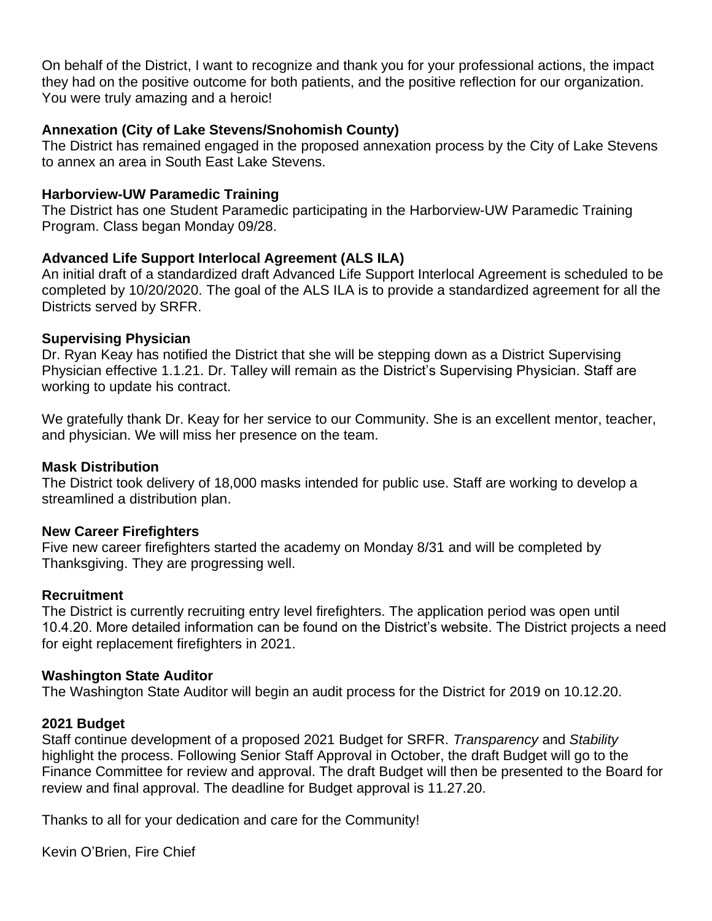On behalf of the District, I want to recognize and thank you for your professional actions, the impact they had on the positive outcome for both patients, and the positive reflection for our organization. You were truly amazing and a heroic!

**Annexation (City of Lake Stevens/Snohomish County)**
The District has remained engaged in the proposed annexation process by the City of Lake Stevens to annex an area in South East Lake Stevens.

**Harborview-UW Paramedic Training**
The District has one Student Paramedic participating in the Harborview-UW Paramedic Training Program. Class began Monday 09/28.

**Advanced Life Support Interlocal Agreement (ALS ILA)**
An initial draft of a standardized draft Advanced Life Support Interlocal Agreement is scheduled to be completed by 10/20/2020. The goal of the ALS ILA is to provide a standardized agreement for all the Districts served by SRFR.

**Supervising Physician**
Dr. Ryan Keay has notified the District that she will be stepping down as a District Supervising Physician effective 1.1.21. Dr. Talley will remain as the District's Supervising Physician. Staff are working to update his contract.

We gratefully thank Dr. Keay for her service to our Community. She is an excellent mentor, teacher, and physician. We will miss her presence on the team.

**Mask Distribution**
The District took delivery of 18,000 masks intended for public use. Staff are working to develop a streamlined a distribution plan.

**New Career Firefighters**
Five new career firefighters started the academy on Monday 8/31 and will be completed by Thanksgiving. They are progressing well.

**Recruitment**
The District is currently recruiting entry level firefighters. The application period was open until 10.4.20. More detailed information can be found on the District's website. The District projects a need for eight replacement firefighters in 2021.

**Washington State Auditor**
The Washington State Auditor will begin an audit process for the District for 2019 on 10.12.20.

**2021 Budget**
Staff continue development of a proposed 2021 Budget for SRFR. *Transparency* and *Stability* highlight the process. Following Senior Staff Approval in October, the draft Budget will go to the Finance Committee for review and approval. The draft Budget will then be presented to the Board for review and final approval. The deadline for Budget approval is 11.27.20.

Thanks to all for your dedication and care for the Community!

Kevin O'Brien, Fire Chief